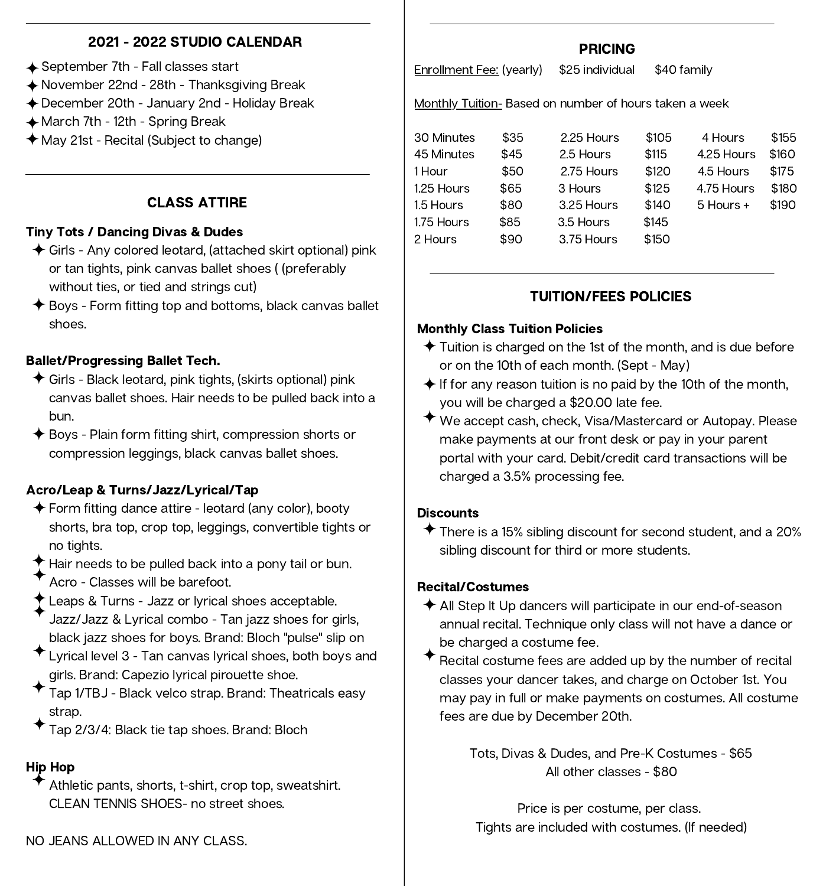## 2021 - 2022 STUDIO CALENDAR

- ✦ September 7th - Fall classes start
- ✦ November 22nd - 28th - Thanksgiving Break
- ✦ December 20th - January 2nd - Holiday Break
- ✦ March 7th - 12th - Spring Break
- ✦ May 21st - Recital (Subject to change)

## CLASS ATTIRE

**Tiny Tots / Dancing Divas & Dudes**

- ✦ Girls - Any colored leotard, (attached skirt optional) pink or tan tights, pink canvas ballet shoes ( (preferably without ties, or tied and strings cut)
- ✦ Boys - Form fitting top and bottoms, black canvas ballet shoes.

**Ballet/Progressing Ballet Tech.**

- ✦ Girls - Black leotard, pink tights, (skirts optional) pink canvas ballet shoes. Hair needs to be pulled back into a bun.
- ✦ Boys - Plain form fitting shirt, compression shorts or compression leggings, black canvas ballet shoes.

**Acro/Leap & Turns/Jazz/Lyrical/Tap**

- ✦ Form fitting dance attire - leotard (any color), booty shorts, bra top, crop top, leggings, convertible tights or no tights.
- ✦ Hair needs to be pulled back into a pony tail or bun.
- ✦ Acro - Classes will be barefoot.
- ✦ Leaps & Turns - Jazz or lyrical shoes acceptable.
- ✦ Jazz/Jazz & Lyrical combo - Tan jazz shoes for girls, black jazz shoes for boys. Brand: Bloch "pulse" slip on
- ✦ Lyrical level 3 - Tan canvas lyrical shoes, both boys and girls. Brand: Capezio lyrical pirouette shoe.
- ✦ Tap 1/TBJ - Black velco strap. Brand: Theatricals easy strap.
- ✦ Tap 2/3/4: Black tie tap shoes. Brand: Bloch

**Hip Hop**

- ✦ Athletic pants, shorts, t-shirt, crop top, sweatshirt. CLEAN TENNIS SHOES- no street shoes.

NO JEANS ALLOWED IN ANY CLASS.

## PRICING

Enrollment Fee: (yearly) $25 individual $40 family

Monthly Tuition- Based on number of hours taken a week

| | | | | | |
|---|---|---|---|---|---|
| 30 Minutes | $35 | 2.25 Hours | $105 | 4 Hours | $155 |
| 45 Minutes | $45 | 2.5 Hours | $115 | 4.25 Hours | $160 |
| 1 Hour | $50 | 2.75 Hours | $120 | 4.5 Hours | $175 |
| 1.25 Hours | $65 | 3 Hours | $125 | 4.75 Hours | $180 |
| 1.5 Hours | $80 | 3.25 Hours | $140 | 5 Hours + | $190 |
| 1.75 Hours | $85 | 3.5 Hours | $145 | | |
| 2 Hours | $90 | 3.75 Hours | $150 | | |

## TUITION/FEES POLICIES

**Monthly Class Tuition Policies**

- ✦ Tuition is charged on the 1st of the month, and is due before or on the 10th of each month. (Sept - May)
- ✦ If for any reason tuition is no paid by the 10th of the month, you will be charged a $20.00 late fee.
- ✦ We accept cash, check, Visa/Mastercard or Autopay. Please make payments at our front desk or pay in your parent portal with your card. Debit/credit card transactions will be charged a 3.5% processing fee.

**Discounts**

- ✦ There is a 15% sibling discount for second student, and a 20% sibling discount for third or more students.

**Recital/Costumes**

- ✦ All Step It Up dancers will participate in our end-of-season annual recital. Technique only class will not have a dance or be charged a costume fee.
- ✦ Recital costume fees are added up by the number of recital classes your dancer takes, and charge on October 1st. You may pay in full or make payments on costumes. All costume fees are due by December 20th.

Tots, Divas & Dudes, and Pre-K Costumes - $65
All other classes - $80

Price is per costume, per class.
Tights are included with costumes. (If needed)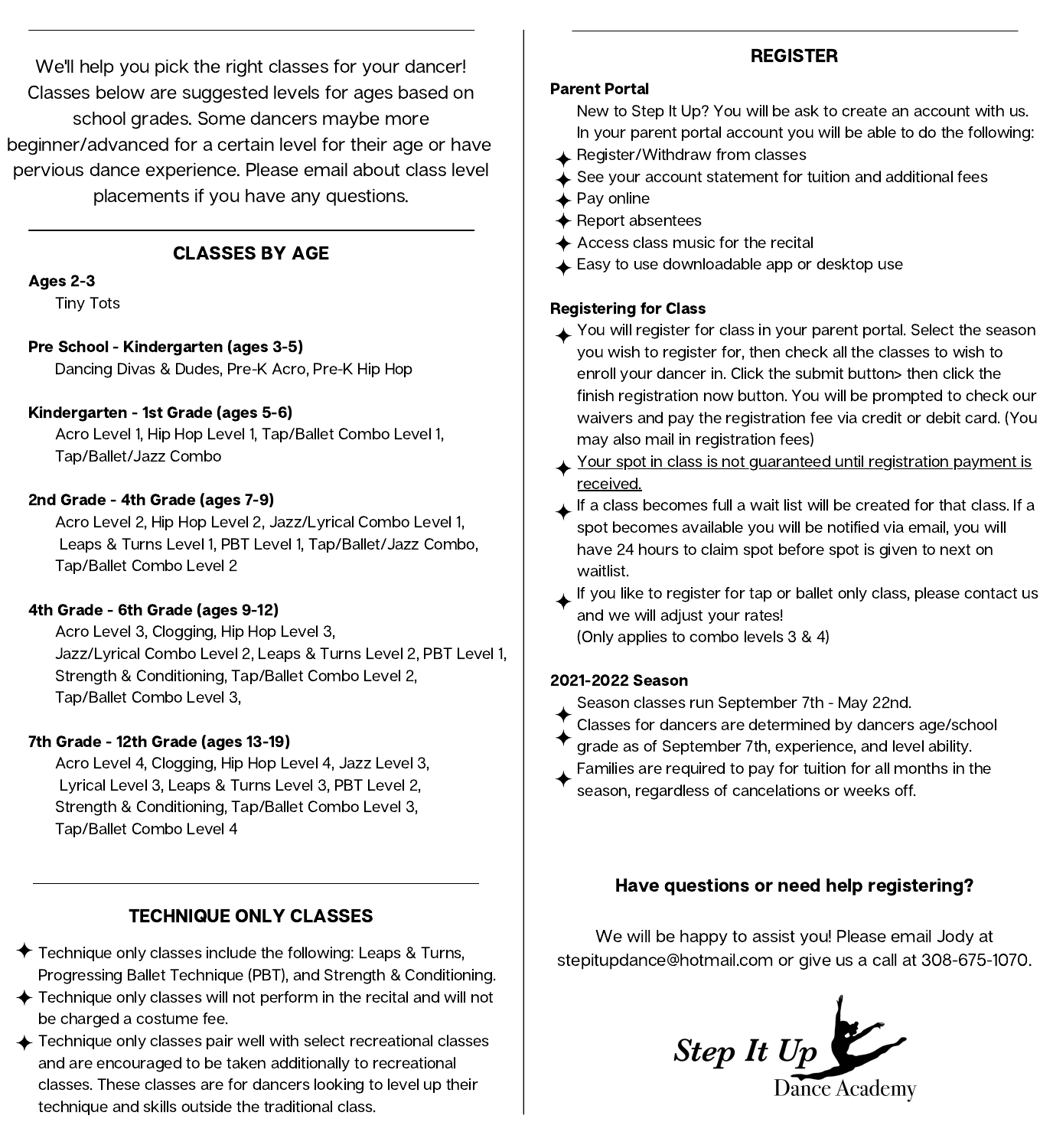We'll help you pick the right classes for your dancer! Classes below are suggested levels for ages based on school grades. Some dancers maybe more beginner/advanced for a certain level for their age or have pervious dance experience. Please email about class level placements if you have any questions.

## CLASSES BY AGE

**Ages 2-3**

Tiny Tots

**Pre School - Kindergarten (ages 3-5)**

Dancing Divas & Dudes, Pre-K Acro, Pre-K Hip Hop

**Kindergarten - 1st Grade (ages 5-6)**

Acro Level 1, Hip Hop Level 1, Tap/Ballet Combo Level 1, Tap/Ballet/Jazz Combo

**2nd Grade - 4th Grade (ages 7-9)**

Acro Level 2, Hip Hop Level 2, Jazz/Lyrical Combo Level 1, Leaps & Turns Level 1, PBT Level 1, Tap/Ballet/Jazz Combo, Tap/Ballet Combo Level 2

**4th Grade - 6th Grade (ages 9-12)**

Acro Level 3, Clogging, Hip Hop Level 3, Jazz/Lyrical Combo Level 2, Leaps & Turns Level 2, PBT Level 1, Strength & Conditioning, Tap/Ballet Combo Level 2, Tap/Ballet Combo Level 3,

**7th Grade - 12th Grade (ages 13-19)**

Acro Level 4, Clogging, Hip Hop Level 4, Jazz Level 3, Lyrical Level 3, Leaps & Turns Level 3, PBT Level 2, Strength & Conditioning, Tap/Ballet Combo Level 3, Tap/Ballet Combo Level 4

## TECHNIQUE ONLY CLASSES

- Technique only classes include the following: Leaps & Turns, Progressing Ballet Technique (PBT), and Strength & Conditioning.
- Technique only classes will not perform in the recital and will not be charged a costume fee.
- Technique only classes pair well with select recreational classes and are encouraged to be taken additionally to recreational classes. These classes are for dancers looking to level up their technique and skills outside the traditional class.

## REGISTER

**Parent Portal**

New to Step It Up? You will be ask to create an account with us. In your parent portal account you will be able to do the following:

- Register/Withdraw from classes
- See your account statement for tuition and additional fees
- Pay online
- Report absentees
- Access class music for the recital
- Easy to use downloadable app or desktop use

**Registering for Class**

- You will register for class in your parent portal. Select the season you wish to register for, then check all the classes to wish to enroll your dancer in. Click the submit button> then click the finish registration now button. You will be prompted to check our waivers and pay the registration fee via credit or debit card. (You may also mail in registration fees)
- <u>Your spot in class is not guaranteed until registration payment is received.</u>
- If a class becomes full a wait list will be created for that class. If a spot becomes available you will be notified via email, you will have 24 hours to claim spot before spot is given to next on waitlist.
- If you like to register for tap or ballet only class, please contact us and we will adjust your rates! (Only applies to combo levels 3 & 4)

**2021-2022 Season**

- Season classes run September 7th - May 22nd.
- Classes for dancers are determined by dancers age/school grade as of September 7th, experience, and level ability.
- Families are required to pay for tuition for all months in the season, regardless of cancelations or weeks off.

### Have questions or need help registering?

We will be happy to assist you! Please email Jody at stepitupdance@hotmail.com or give us a call at 308-675-1070.

*Step It Up* Dance Academy